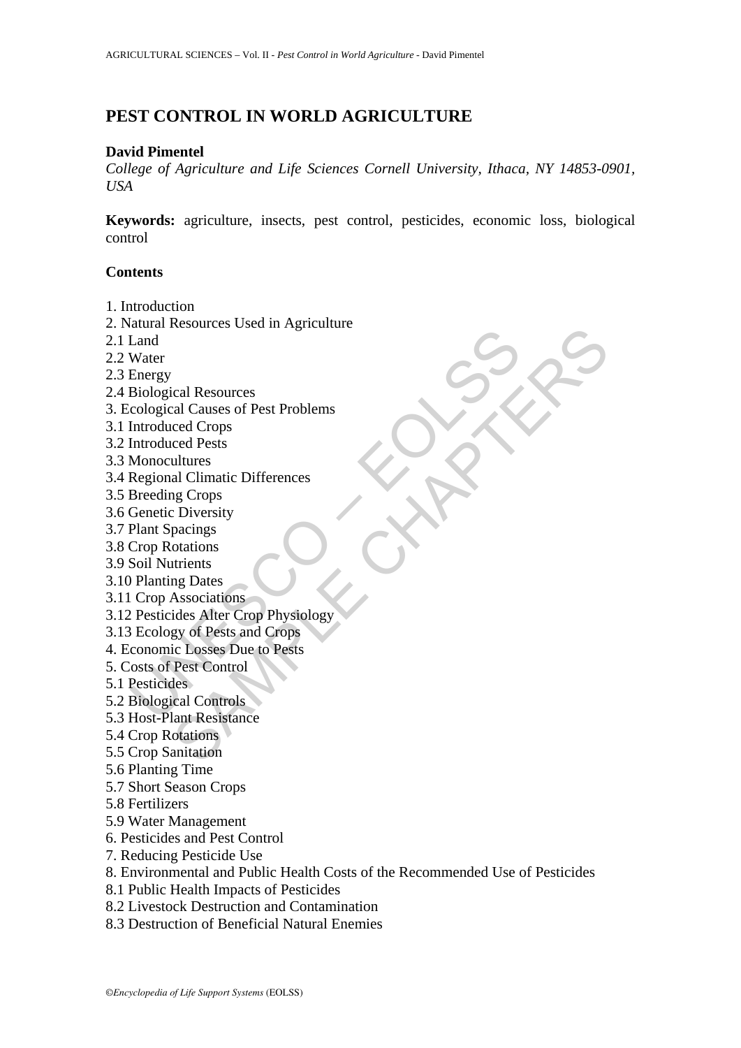# PEST CONTROL IN WORLD AGRICULTURE

**David Pimentel**

*College of Agriculture and Life Sciences Cornell University, Ithaca, NY 14853-0901, USA*

**Keywords:** agriculture, insects, pest control, pesticides, economic loss, biological control

**Contents**

1. Introduction
2. Natural Resources Used in Agriculture
2.1 Land
2.2 Water
2.3 Energy
2.4 Biological Resources
3. Ecological Causes of Pest Problems
3.1 Introduced Crops
3.2 Introduced Pests
3.3 Monocultures
3.4 Regional Climatic Differences
3.5 Breeding Crops
3.6 Genetic Diversity
3.7 Plant Spacings
3.8 Crop Rotations
3.9 Soil Nutrients
3.10 Planting Dates
3.11 Crop Associations
3.12 Pesticides Alter Crop Physiology
3.13 Ecology of Pests and Crops
4. Economic Losses Due to Pests
5. Costs of Pest Control
5.1 Pesticides
5.2 Biological Controls
5.3 Host-Plant Resistance
5.4 Crop Rotations
5.5 Crop Sanitation
5.6 Planting Time
5.7 Short Season Crops
5.8 Fertilizers
5.9 Water Management
6. Pesticides and Pest Control
7. Reducing Pesticide Use
8. Environmental and Public Health Costs of the Recommended Use of Pesticides
8.1 Public Health Impacts of Pesticides
8.2 Livestock Destruction and Contamination
8.3 Destruction of Beneficial Natural Enemies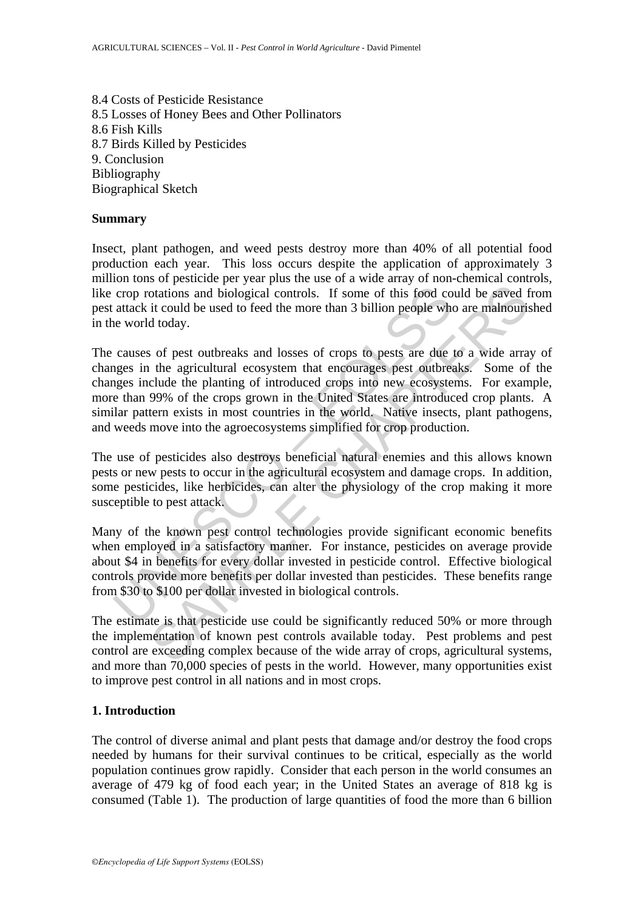8.4 Costs of Pesticide Resistance
8.5 Losses of Honey Bees and Other Pollinators
8.6 Fish Kills
8.7 Birds Killed by Pesticides
9. Conclusion
Bibliography
Biographical Sketch

**Summary**

Insect, plant pathogen, and weed pests destroy more than 40% of all potential food production each year. This loss occurs despite the application of approximately 3 million tons of pesticide per year plus the use of a wide array of non-chemical controls, like crop rotations and biological controls. If some of this food could be saved from pest attack it could be used to feed the more than 3 billion people who are malnourished in the world today.

The causes of pest outbreaks and losses of crops to pests are due to a wide array of changes in the agricultural ecosystem that encourages pest outbreaks. Some of the changes include the planting of introduced crops into new ecosystems. For example, more than 99% of the crops grown in the United States are introduced crop plants. A similar pattern exists in most countries in the world. Native insects, plant pathogens, and weeds move into the agroecosystems simplified for crop production.

The use of pesticides also destroys beneficial natural enemies and this allows known pests or new pests to occur in the agricultural ecosystem and damage crops. In addition, some pesticides, like herbicides, can alter the physiology of the crop making it more susceptible to pest attack.

Many of the known pest control technologies provide significant economic benefits when employed in a satisfactory manner. For instance, pesticides on average provide about $4 in benefits for every dollar invested in pesticide control. Effective biological controls provide more benefits per dollar invested than pesticides. These benefits range from $30 to $100 per dollar invested in biological controls.

The estimate is that pesticide use could be significantly reduced 50% or more through the implementation of known pest controls available today. Pest problems and pest control are exceeding complex because of the wide array of crops, agricultural systems, and more than 70,000 species of pests in the world. However, many opportunities exist to improve pest control in all nations and in most crops.

## 1. Introduction

The control of diverse animal and plant pests that damage and/or destroy the food crops needed by humans for their survival continues to be critical, especially as the world population continues grow rapidly. Consider that each person in the world consumes an average of 479 kg of food each year; in the United States an average of 818 kg is consumed (Table 1). The production of large quantities of food the more than 6 billion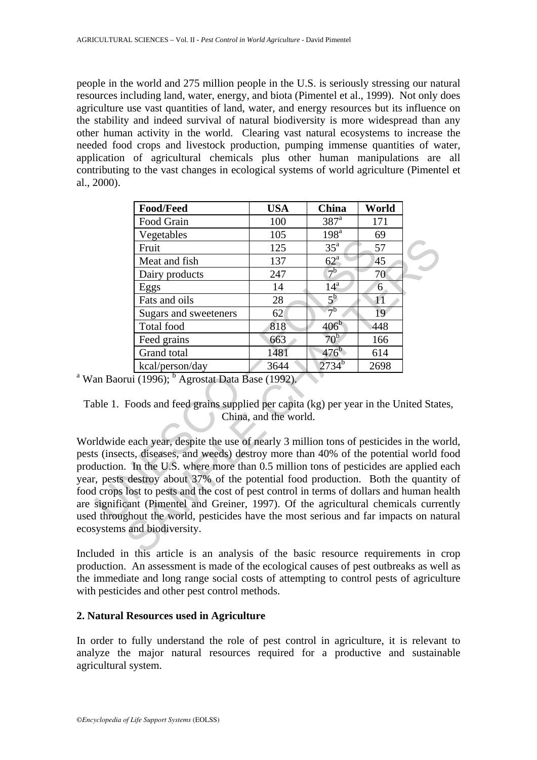people in the world and 275 million people in the U.S. is seriously stressing our natural resources including land, water, energy, and biota (Pimentel et al., 1999). Not only does agriculture use vast quantities of land, water, and energy resources but its influence on the stability and indeed survival of natural biodiversity is more widespread than any other human activity in the world. Clearing vast natural ecosystems to increase the needed food crops and livestock production, pumping immense quantities of water, application of agricultural chemicals plus other human manipulations are all contributing to the vast changes in ecological systems of world agriculture (Pimentel et al., 2000).

| Food/Feed | USA | China | World |
|---|---|---|---|
| Food Grain | 100 | 387[a] | 171 |
| Vegetables | 105 | 198[a] | 69 |
| Fruit | 125 | 35[a] | 57 |
| Meat and fish | 137 | 62[a] | 45 |
| Dairy products | 247 | 7[b] | 70 |
| Eggs | 14 | 14[a] | 6 |
| Fats and oils | 28 | 5[b] | 11 |
| Sugars and sweeteners | 62 | 7[b] | 19 |
| Total food | 818 | 406[b] | 448 |
| Feed grains | 663 | 70[b] | 166 |
| Grand total | 1481 | 476[b] | 614 |
| kcal/person/day | 3644 | 2734[b] | 2698 |

[a] Wan Baorui (1996); [b] Agrostat Data Base (1992).

Table 1. Foods and feed grains supplied per capita (kg) per year in the United States, China, and the world.

Worldwide each year, despite the use of nearly 3 million tons of pesticides in the world, pests (insects, diseases, and weeds) destroy more than 40% of the potential world food production. In the U.S. where more than 0.5 million tons of pesticides are applied each year, pests destroy about 37% of the potential food production. Both the quantity of food crops lost to pests and the cost of pest control in terms of dollars and human health are significant (Pimentel and Greiner, 1997). Of the agricultural chemicals currently used throughout the world, pesticides have the most serious and far impacts on natural ecosystems and biodiversity.

Included in this article is an analysis of the basic resource requirements in crop production. An assessment is made of the ecological causes of pest outbreaks as well as the immediate and long range social costs of attempting to control pests of agriculture with pesticides and other pest control methods.

## 2. Natural Resources used in Agriculture

In order to fully understand the role of pest control in agriculture, it is relevant to analyze the major natural resources required for a productive and sustainable agricultural system.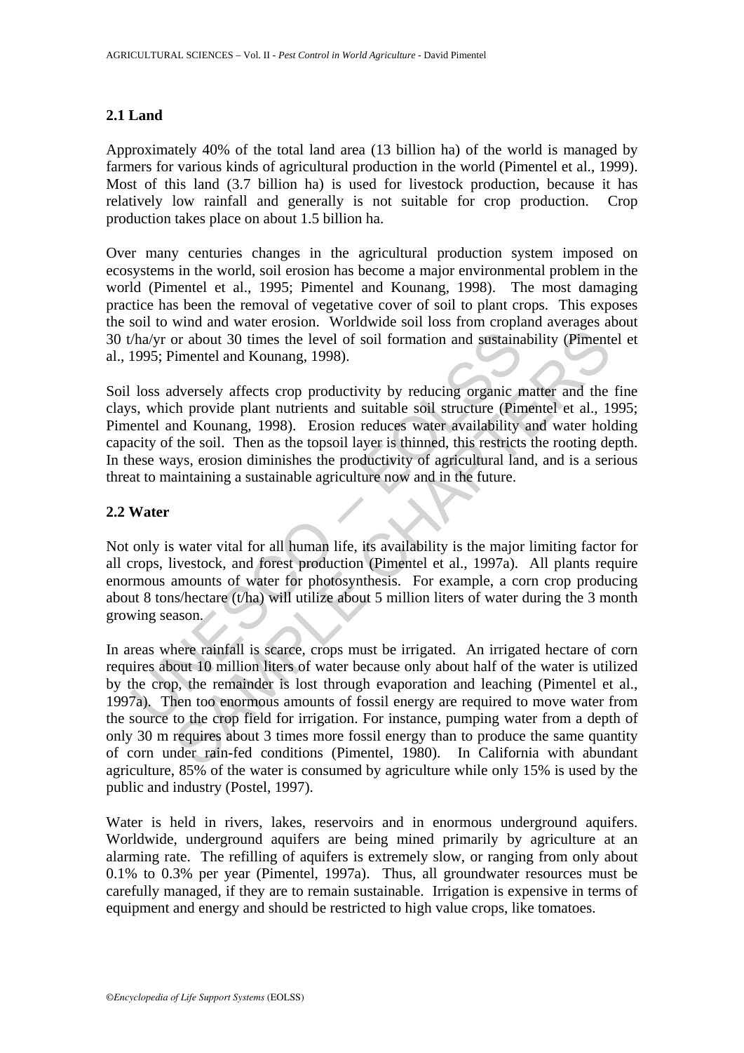## 2.1 Land

Approximately 40% of the total land area (13 billion ha) of the world is managed by farmers for various kinds of agricultural production in the world (Pimentel et al., 1999). Most of this land (3.7 billion ha) is used for livestock production, because it has relatively low rainfall and generally is not suitable for crop production. Crop production takes place on about 1.5 billion ha.

Over many centuries changes in the agricultural production system imposed on ecosystems in the world, soil erosion has become a major environmental problem in the world (Pimentel et al., 1995; Pimentel and Kounang, 1998). The most damaging practice has been the removal of vegetative cover of soil to plant crops. This exposes the soil to wind and water erosion. Worldwide soil loss from cropland averages about 30 t/ha/yr or about 30 times the level of soil formation and sustainability (Pimentel et al., 1995; Pimentel and Kounang, 1998).

Soil loss adversely affects crop productivity by reducing organic matter and the fine clays, which provide plant nutrients and suitable soil structure (Pimentel et al., 1995; Pimentel and Kounang, 1998). Erosion reduces water availability and water holding capacity of the soil. Then as the topsoil layer is thinned, this restricts the rooting depth. In these ways, erosion diminishes the productivity of agricultural land, and is a serious threat to maintaining a sustainable agriculture now and in the future.

## 2.2 Water

Not only is water vital for all human life, its availability is the major limiting factor for all crops, livestock, and forest production (Pimentel et al., 1997a). All plants require enormous amounts of water for photosynthesis. For example, a corn crop producing about 8 tons/hectare (t/ha) will utilize about 5 million liters of water during the 3 month growing season.

In areas where rainfall is scarce, crops must be irrigated. An irrigated hectare of corn requires about 10 million liters of water because only about half of the water is utilized by the crop, the remainder is lost through evaporation and leaching (Pimentel et al., 1997a). Then too enormous amounts of fossil energy are required to move water from the source to the crop field for irrigation. For instance, pumping water from a depth of only 30 m requires about 3 times more fossil energy than to produce the same quantity of corn under rain-fed conditions (Pimentel, 1980). In California with abundant agriculture, 85% of the water is consumed by agriculture while only 15% is used by the public and industry (Postel, 1997).

Water is held in rivers, lakes, reservoirs and in enormous underground aquifers. Worldwide, underground aquifers are being mined primarily by agriculture at an alarming rate. The refilling of aquifers is extremely slow, or ranging from only about 0.1% to 0.3% per year (Pimentel, 1997a). Thus, all groundwater resources must be carefully managed, if they are to remain sustainable. Irrigation is expensive in terms of equipment and energy and should be restricted to high value crops, like tomatoes.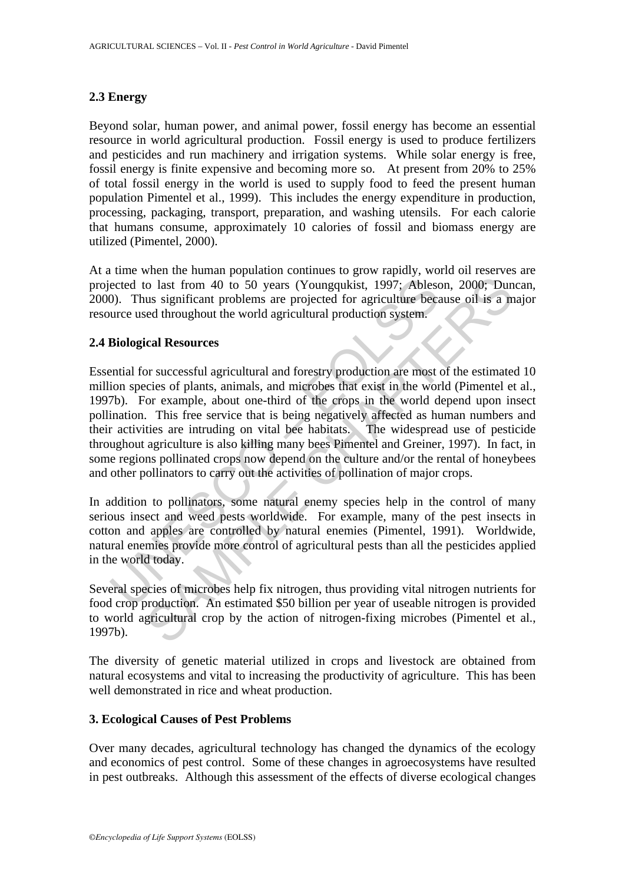## 2.3 Energy

Beyond solar, human power, and animal power, fossil energy has become an essential resource in world agricultural production. Fossil energy is used to produce fertilizers and pesticides and run machinery and irrigation systems. While solar energy is free, fossil energy is finite expensive and becoming more so. At present from 20% to 25% of total fossil energy in the world is used to supply food to feed the present human population Pimentel et al., 1999). This includes the energy expenditure in production, processing, packaging, transport, preparation, and washing utensils. For each calorie that humans consume, approximately 10 calories of fossil and biomass energy are utilized (Pimentel, 2000).

At a time when the human population continues to grow rapidly, world oil reserves are projected to last from 40 to 50 years (Youngqukist, 1997; Ableson, 2000; Duncan, 2000). Thus significant problems are projected for agriculture because oil is a major resource used throughout the world agricultural production system.

## 2.4 Biological Resources

Essential for successful agricultural and forestry production are most of the estimated 10 million species of plants, animals, and microbes that exist in the world (Pimentel et al., 1997b). For example, about one-third of the crops in the world depend upon insect pollination. This free service that is being negatively affected as human numbers and their activities are intruding on vital bee habitats. The widespread use of pesticide throughout agriculture is also killing many bees Pimentel and Greiner, 1997). In fact, in some regions pollinated crops now depend on the culture and/or the rental of honeybees and other pollinators to carry out the activities of pollination of major crops.

In addition to pollinators, some natural enemy species help in the control of many serious insect and weed pests worldwide. For example, many of the pest insects in cotton and apples are controlled by natural enemies (Pimentel, 1991). Worldwide, natural enemies provide more control of agricultural pests than all the pesticides applied in the world today.

Several species of microbes help fix nitrogen, thus providing vital nitrogen nutrients for food crop production. An estimated $50 billion per year of useable nitrogen is provided to world agricultural crop by the action of nitrogen-fixing microbes (Pimentel et al., 1997b).

The diversity of genetic material utilized in crops and livestock are obtained from natural ecosystems and vital to increasing the productivity of agriculture. This has been well demonstrated in rice and wheat production.

## 3. Ecological Causes of Pest Problems

Over many decades, agricultural technology has changed the dynamics of the ecology and economics of pest control. Some of these changes in agroecosystems have resulted in pest outbreaks. Although this assessment of the effects of diverse ecological changes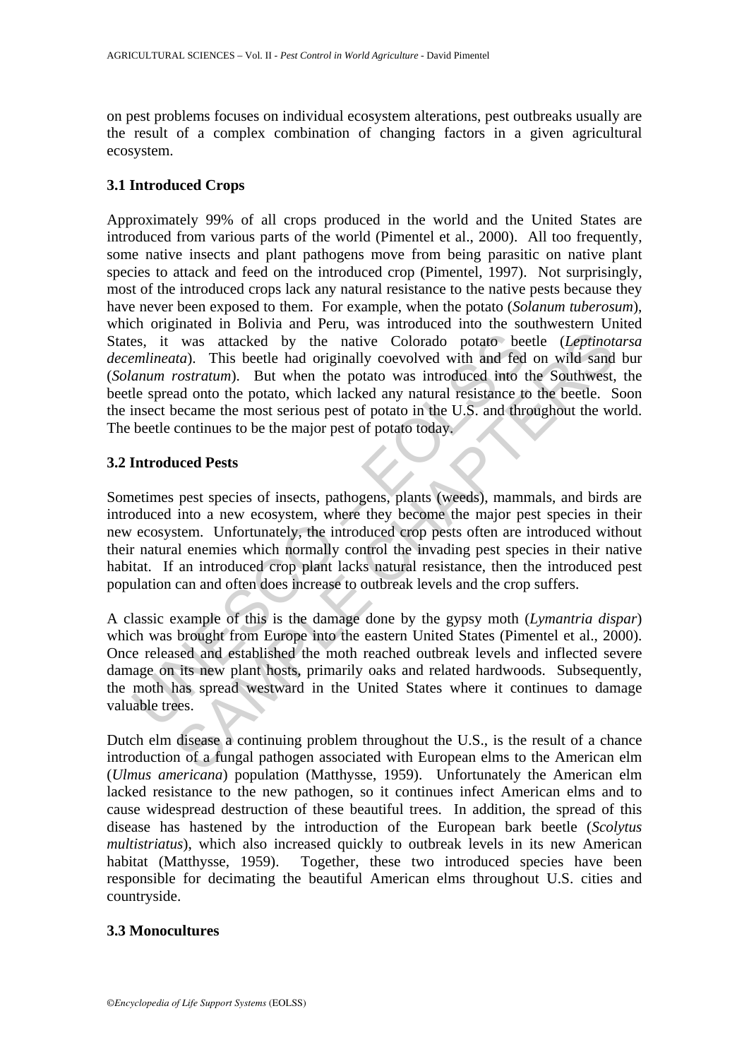on pest problems focuses on individual ecosystem alterations, pest outbreaks usually are the result of a complex combination of changing factors in a given agricultural ecosystem.

### 3.1 Introduced Crops

Approximately 99% of all crops produced in the world and the United States are introduced from various parts of the world (Pimentel et al., 2000). All too frequently, some native insects and plant pathogens move from being parasitic on native plant species to attack and feed on the introduced crop (Pimentel, 1997). Not surprisingly, most of the introduced crops lack any natural resistance to the native pests because they have never been exposed to them. For example, when the potato (*Solanum tuberosum*), which originated in Bolivia and Peru, was introduced into the southwestern United States, it was attacked by the native Colorado potato beetle (*Leptinotarsa decemlineata*). This beetle had originally coevolved with and fed on wild sand bur (*Solanum rostratum*). But when the potato was introduced into the Southwest, the beetle spread onto the potato, which lacked any natural resistance to the beetle. Soon the insect became the most serious pest of potato in the U.S. and throughout the world. The beetle continues to be the major pest of potato today.

### 3.2 Introduced Pests

Sometimes pest species of insects, pathogens, plants (weeds), mammals, and birds are introduced into a new ecosystem, where they become the major pest species in their new ecosystem. Unfortunately, the introduced crop pests often are introduced without their natural enemies which normally control the invading pest species in their native habitat. If an introduced crop plant lacks natural resistance, then the introduced pest population can and often does increase to outbreak levels and the crop suffers.

A classic example of this is the damage done by the gypsy moth (*Lymantria dispar*) which was brought from Europe into the eastern United States (Pimentel et al., 2000). Once released and established the moth reached outbreak levels and inflected severe damage on its new plant hosts, primarily oaks and related hardwoods. Subsequently, the moth has spread westward in the United States where it continues to damage valuable trees.

Dutch elm disease a continuing problem throughout the U.S., is the result of a chance introduction of a fungal pathogen associated with European elms to the American elm (*Ulmus americana*) population (Matthysse, 1959). Unfortunately the American elm lacked resistance to the new pathogen, so it continues infect American elms and to cause widespread destruction of these beautiful trees. In addition, the spread of this disease has hastened by the introduction of the European bark beetle (*Scolytus multistriatus*), which also increased quickly to outbreak levels in its new American habitat (Matthysse, 1959). Together, these two introduced species have been responsible for decimating the beautiful American elms throughout U.S. cities and countryside.

### 3.3 Monocultures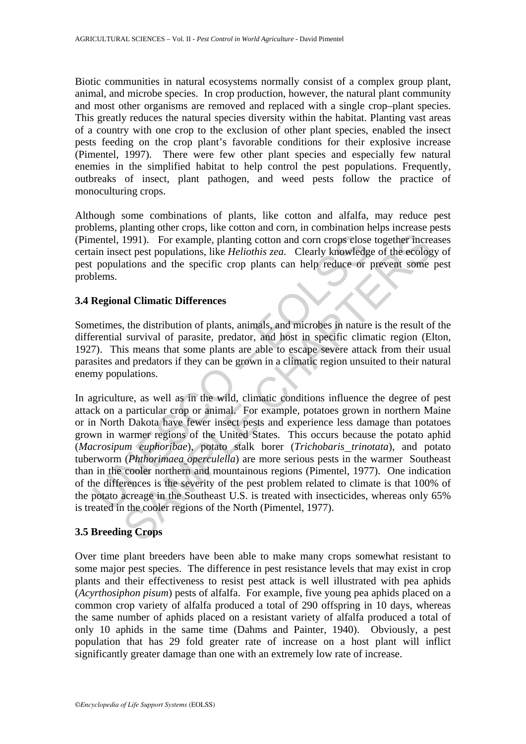Biotic communities in natural ecosystems normally consist of a complex group plant, animal, and microbe species. In crop production, however, the natural plant community and most other organisms are removed and replaced with a single crop–plant species. This greatly reduces the natural species diversity within the habitat. Planting vast areas of a country with one crop to the exclusion of other plant species, enabled the insect pests feeding on the crop plant's favorable conditions for their explosive increase (Pimentel, 1997). There were few other plant species and especially few natural enemies in the simplified habitat to help control the pest populations. Frequently, outbreaks of insect, plant pathogen, and weed pests follow the practice of monoculturing crops.

Although some combinations of plants, like cotton and alfalfa, may reduce pest problems, planting other crops, like cotton and corn, in combination helps increase pests (Pimentel, 1991). For example, planting cotton and corn crops close together increases certain insect pest populations, like *Heliothis zea*. Clearly knowledge of the ecology of pest populations and the specific crop plants can help reduce or prevent some pest problems.

### 3.4 Regional Climatic Differences

Sometimes, the distribution of plants, animals, and microbes in nature is the result of the differential survival of parasite, predator, and host in specific climatic region (Elton, 1927). This means that some plants are able to escape severe attack from their usual parasites and predators if they can be grown in a climatic region unsuited to their natural enemy populations.

In agriculture, as well as in the wild, climatic conditions influence the degree of pest attack on a particular crop or animal. For example, potatoes grown in northern Maine or in North Dakota have fewer insect pests and experience less damage than potatoes grown in warmer regions of the United States. This occurs because the potato aphid (*Macrosipum euphoribae*), potato stalk borer (*Trichobaris_trinotata*), and potato tuberworm (*Phthorimaea_operculella*) are more serious pests in the warmer Southeast than in the cooler northern and mountainous regions (Pimentel, 1977). One indication of the differences is the severity of the pest problem related to climate is that 100% of the potato acreage in the Southeast U.S. is treated with insecticides, whereas only 65% is treated in the cooler regions of the North (Pimentel, 1977).

### 3.5 Breeding Crops

Over time plant breeders have been able to make many crops somewhat resistant to some major pest species. The difference in pest resistance levels that may exist in crop plants and their effectiveness to resist pest attack is well illustrated with pea aphids (*Acyrthosiphon pisum*) pests of alfalfa. For example, five young pea aphids placed on a common crop variety of alfalfa produced a total of 290 offspring in 10 days, whereas the same number of aphids placed on a resistant variety of alfalfa produced a total of only 10 aphids in the same time (Dahms and Painter, 1940). Obviously, a pest population that has 29 fold greater rate of increase on a host plant will inflict significantly greater damage than one with an extremely low rate of increase.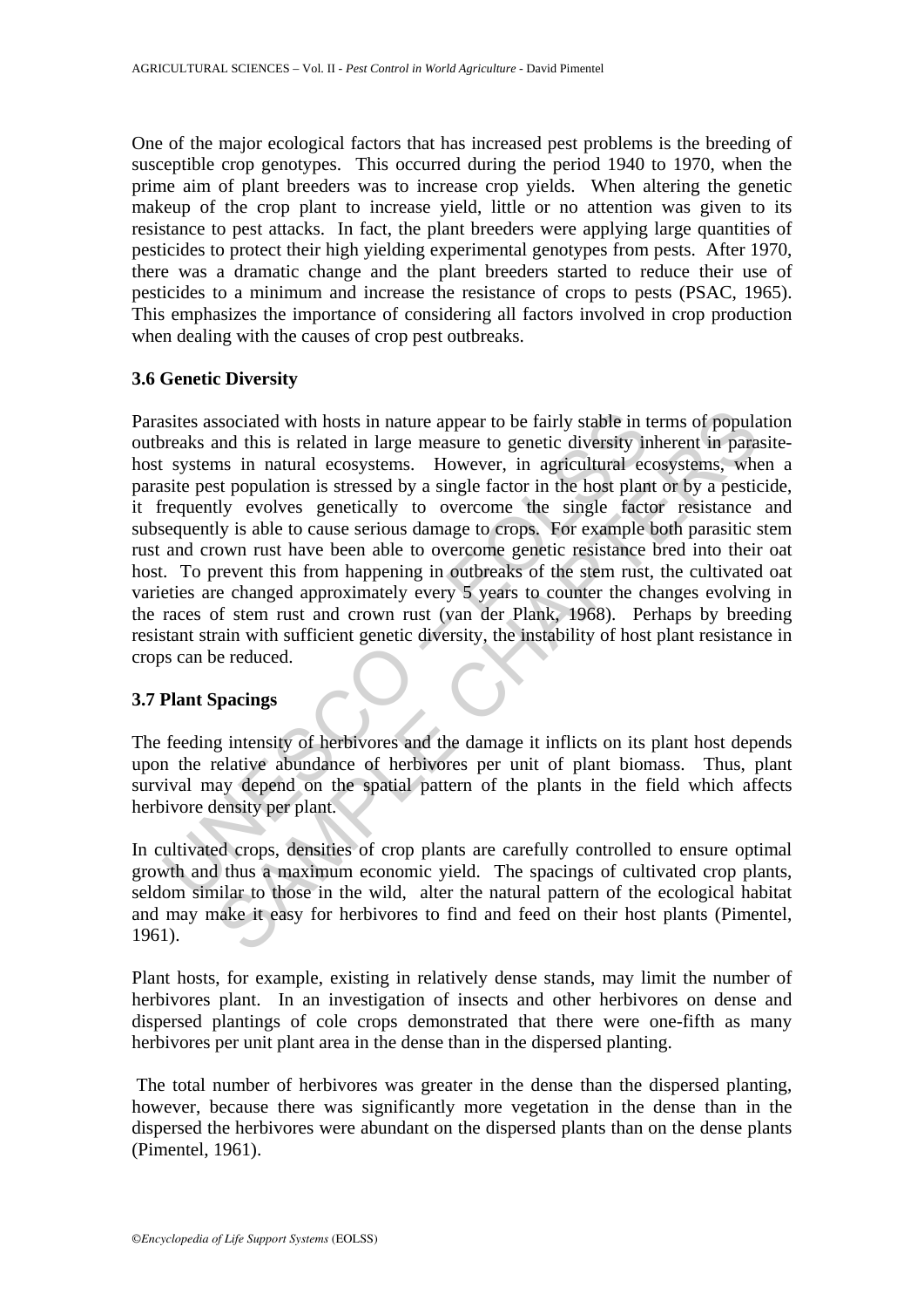One of the major ecological factors that has increased pest problems is the breeding of susceptible crop genotypes. This occurred during the period 1940 to 1970, when the prime aim of plant breeders was to increase crop yields. When altering the genetic makeup of the crop plant to increase yield, little or no attention was given to its resistance to pest attacks. In fact, the plant breeders were applying large quantities of pesticides to protect their high yielding experimental genotypes from pests. After 1970, there was a dramatic change and the plant breeders started to reduce their use of pesticides to a minimum and increase the resistance of crops to pests (PSAC, 1965). This emphasizes the importance of considering all factors involved in crop production when dealing with the causes of crop pest outbreaks.

### 3.6 Genetic Diversity

Parasites associated with hosts in nature appear to be fairly stable in terms of population outbreaks and this is related in large measure to genetic diversity inherent in parasite-host systems in natural ecosystems. However, in agricultural ecosystems, when a parasite pest population is stressed by a single factor in the host plant or by a pesticide, it frequently evolves genetically to overcome the single factor resistance and subsequently is able to cause serious damage to crops. For example both parasitic stem rust and crown rust have been able to overcome genetic resistance bred into their oat host. To prevent this from happening in outbreaks of the stem rust, the cultivated oat varieties are changed approximately every 5 years to counter the changes evolving in the races of stem rust and crown rust (van der Plank, 1968). Perhaps by breeding resistant strain with sufficient genetic diversity, the instability of host plant resistance in crops can be reduced.

### 3.7 Plant Spacings

The feeding intensity of herbivores and the damage it inflicts on its plant host depends upon the relative abundance of herbivores per unit of plant biomass. Thus, plant survival may depend on the spatial pattern of the plants in the field which affects herbivore density per plant.

In cultivated crops, densities of crop plants are carefully controlled to ensure optimal growth and thus a maximum economic yield. The spacings of cultivated crop plants, seldom similar to those in the wild, alter the natural pattern of the ecological habitat and may make it easy for herbivores to find and feed on their host plants (Pimentel, 1961).

Plant hosts, for example, existing in relatively dense stands, may limit the number of herbivores plant. In an investigation of insects and other herbivores on dense and dispersed plantings of cole crops demonstrated that there were one-fifth as many herbivores per unit plant area in the dense than in the dispersed planting.

The total number of herbivores was greater in the dense than the dispersed planting, however, because there was significantly more vegetation in the dense than in the dispersed the herbivores were abundant on the dispersed plants than on the dense plants (Pimentel, 1961).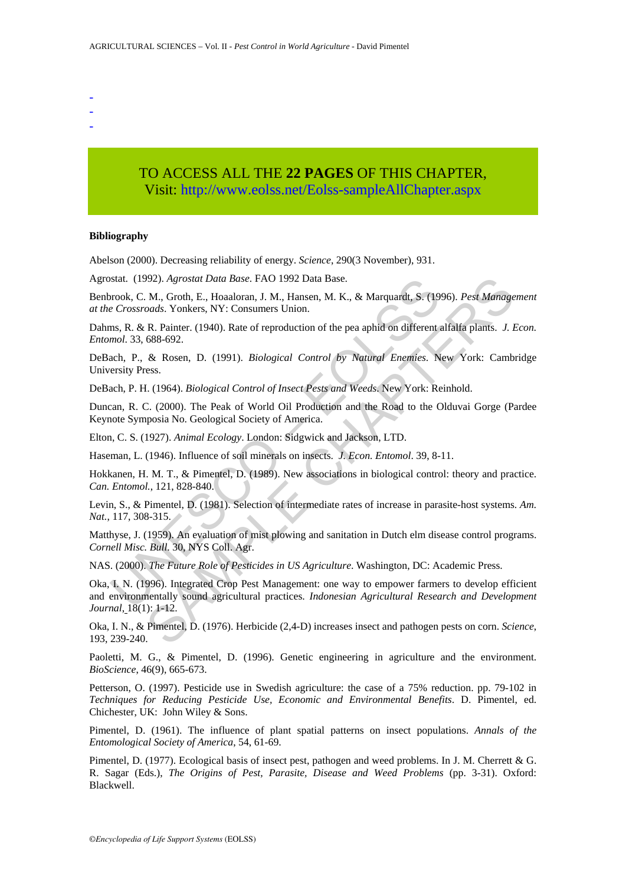-
-
-

TO ACCESS ALL THE **22 PAGES** OF THIS CHAPTER,
Visit: http://www.eolss.net/Eolss-sampleAllChapter.aspx

**Bibliography**

Abelson (2000). Decreasing reliability of energy. *Science*, 290(3 November), 931.

Agrostat. (1992). *Agrostat Data Base*. FAO 1992 Data Base.

Benbrook, C. M., Groth, E., Hoaaloran, J. M., Hansen, M. K., & Marquardt, S. (1996). *Pest Management at the Crossroads*. Yonkers, NY: Consumers Union.

Dahms, R. & R. Painter. (1940). Rate of reproduction of the pea aphid on different alfalfa plants. *J. Econ. Entomol*. 33, 688-692.

DeBach, P., & Rosen, D. (1991). *Biological Control by Natural Enemies*. New York: Cambridge University Press.

DeBach, P. H. (1964). *Biological Control of Insect Pests and Weeds*. New York: Reinhold.

Duncan, R. C. (2000). The Peak of World Oil Production and the Road to the Olduvai Gorge (Pardee Keynote Symposia No. Geological Society of America.

Elton, C. S. (1927). *Animal Ecology*. London: Sidgwick and Jackson, LTD.

Haseman, L. (1946). Influence of soil minerals on insects. *J. Econ. Entomol*. 39, 8-11.

Hokkanen, H. M. T., & Pimentel, D. (1989). New associations in biological control: theory and practice. *Can. Entomol.*, 121, 828-840.

Levin, S., & Pimentel, D. (1981). Selection of intermediate rates of increase in parasite-host systems. *Am. Nat.*, 117, 308-315.

Matthyse, J. (1959). An evaluation of mist plowing and sanitation in Dutch elm disease control programs. *Cornell Misc. Bull*. 30, NYS Coll. Agr.

NAS. (2000). *The Future Role of Pesticides in US Agriculture*. Washington, DC: Academic Press.

Oka, I. N. (1996). Integrated Crop Pest Management: one way to empower farmers to develop efficient and environmentally sound agricultural practices. *Indonesian Agricultural Research and Development Journal*, 18(1): 1-12.

Oka, I. N., & Pimentel, D. (1976). Herbicide (2,4-D) increases insect and pathogen pests on corn. *Science*, 193, 239-240.

Paoletti, M. G., & Pimentel, D. (1996). Genetic engineering in agriculture and the environment. *BioScience*, 46(9), 665-673.

Petterson, O. (1997). Pesticide use in Swedish agriculture: the case of a 75% reduction. pp. 79-102 in *Techniques for Reducing Pesticide Use, Economic and Environmental Benefits*. D. Pimentel, ed. Chichester, UK: John Wiley & Sons.

Pimentel, D. (1961). The influence of plant spatial patterns on insect populations. *Annals of the Entomological Society of America*, 54, 61-69.

Pimentel, D. (1977). Ecological basis of insect pest, pathogen and weed problems. In J. M. Cherrett & G. R. Sagar (Eds.), *The Origins of Pest, Parasite, Disease and Weed Problems* (pp. 3-31). Oxford: Blackwell.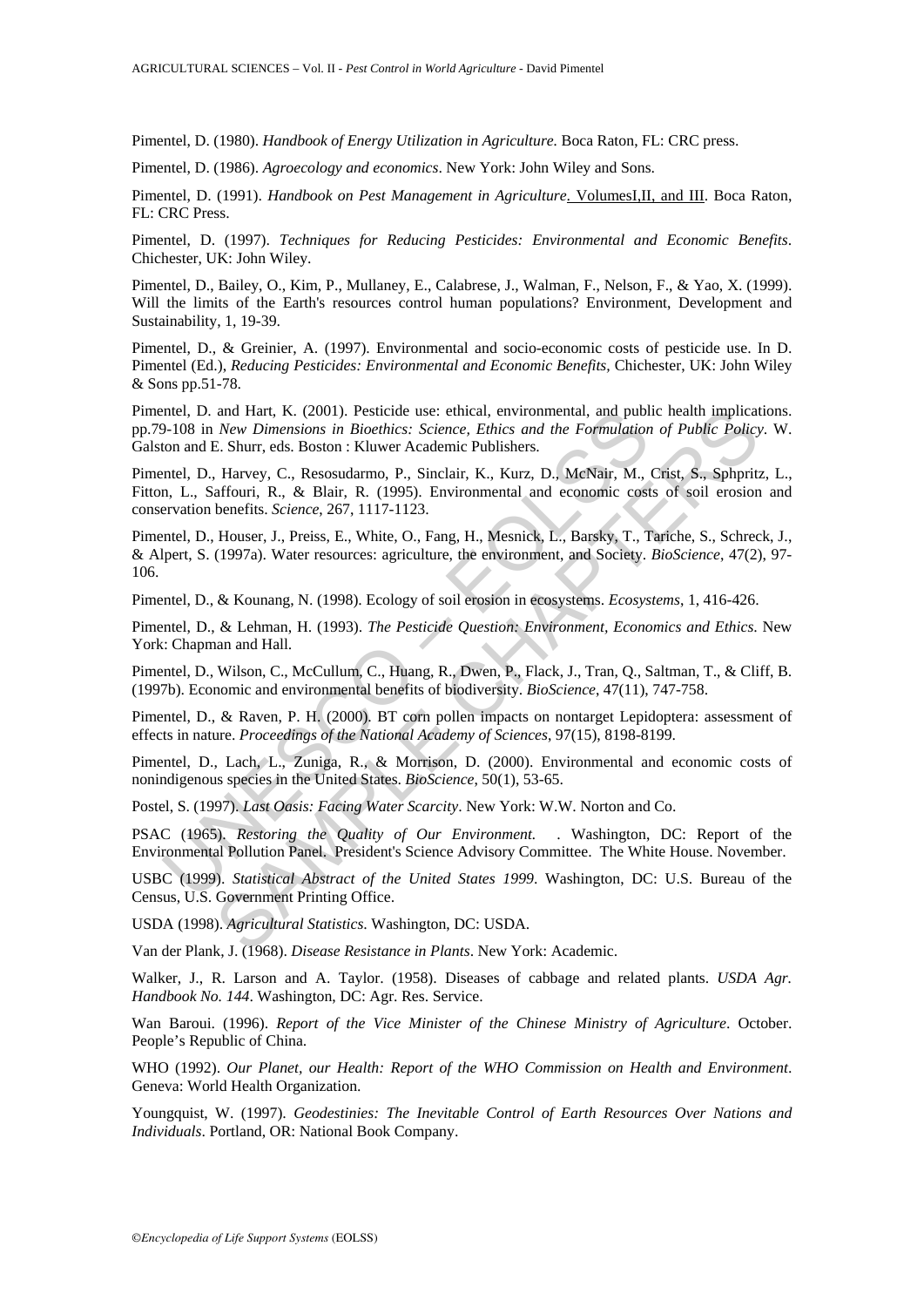Pimentel, D. (1980). *Handbook of Energy Utilization in Agriculture.* Boca Raton, FL: CRC press.

Pimentel, D. (1986). *Agroecology and economics*. New York: John Wiley and Sons.

Pimentel, D. (1991). *Handbook on Pest Management in Agriculture*. VolumesI,II, and III. Boca Raton, FL: CRC Press.

Pimentel, D. (1997). *Techniques for Reducing Pesticides: Environmental and Economic Benefits*. Chichester, UK: John Wiley.

Pimentel, D., Bailey, O., Kim, P., Mullaney, E., Calabrese, J., Walman, F., Nelson, F., & Yao, X. (1999). Will the limits of the Earth's resources control human populations? Environment, Development and Sustainability, 1, 19-39.

Pimentel, D., & Greinier, A. (1997). Environmental and socio-economic costs of pesticide use. In D. Pimentel (Ed.), *Reducing Pesticides: Environmental and Economic Benefits*, Chichester, UK: John Wiley & Sons pp.51-78.

Pimentel, D. and Hart, K. (2001). Pesticide use: ethical, environmental, and public health implications. pp.79-108 in *New Dimensions in Bioethics: Science, Ethics and the Formulation of Public Policy*. W. Galston and E. Shurr, eds. Boston : Kluwer Academic Publishers.

Pimentel, D., Harvey, C., Resosudarmo, P., Sinclair, K., Kurz, D., McNair, M., Crist, S., Sphpritz, L., Fitton, L., Saffouri, R., & Blair, R. (1995). Environmental and economic costs of soil erosion and conservation benefits. *Science*, 267, 1117-1123.

Pimentel, D., Houser, J., Preiss, E., White, O., Fang, H., Mesnick, L., Barsky, T., Tariche, S., Schreck, J., & Alpert, S. (1997a). Water resources: agriculture, the environment, and Society. *BioScience*, 47(2), 97-106.

Pimentel, D., & Kounang, N. (1998). Ecology of soil erosion in ecosystems. *Ecosystems*, 1, 416-426.

Pimentel, D., & Lehman, H. (1993). *The Pesticide Question: Environment, Economics and Ethics*. New York: Chapman and Hall.

Pimentel, D., Wilson, C., McCullum, C., Huang, R., Dwen, P., Flack, J., Tran, Q., Saltman, T., & Cliff, B. (1997b). Economic and environmental benefits of biodiversity. *BioScience*, 47(11), 747-758.

Pimentel, D., & Raven, P. H. (2000). BT corn pollen impacts on nontarget Lepidoptera: assessment of effects in nature. *Proceedings of the National Academy of Sciences*, 97(15), 8198-8199.

Pimentel, D., Lach, L., Zuniga, R., & Morrison, D. (2000). Environmental and economic costs of nonindigenous species in the United States. *BioScience*, 50(1), 53-65.

Postel, S. (1997). *Last Oasis: Facing Water Scarcity*. New York: W.W. Norton and Co.

PSAC (1965). *Restoring the Quality of Our Environment.* . Washington, DC: Report of the Environmental Pollution Panel. President's Science Advisory Committee. The White House. November.

USBC (1999). *Statistical Abstract of the United States 1999*. Washington, DC: U.S. Bureau of the Census, U.S. Government Printing Office.

USDA (1998). *Agricultural Statistics*. Washington, DC: USDA.

Van der Plank, J. (1968). *Disease Resistance in Plants*. New York: Academic.

Walker, J., R. Larson and A. Taylor. (1958). Diseases of cabbage and related plants. *USDA Agr. Handbook No. 144*. Washington, DC: Agr. Res. Service.

Wan Baroui. (1996). *Report of the Vice Minister of the Chinese Ministry of Agriculture*. October. People's Republic of China.

WHO (1992). *Our Planet, our Health: Report of the WHO Commission on Health and Environment*. Geneva: World Health Organization.

Youngquist, W. (1997). *Geodestinies: The Inevitable Control of Earth Resources Over Nations and Individuals*. Portland, OR: National Book Company.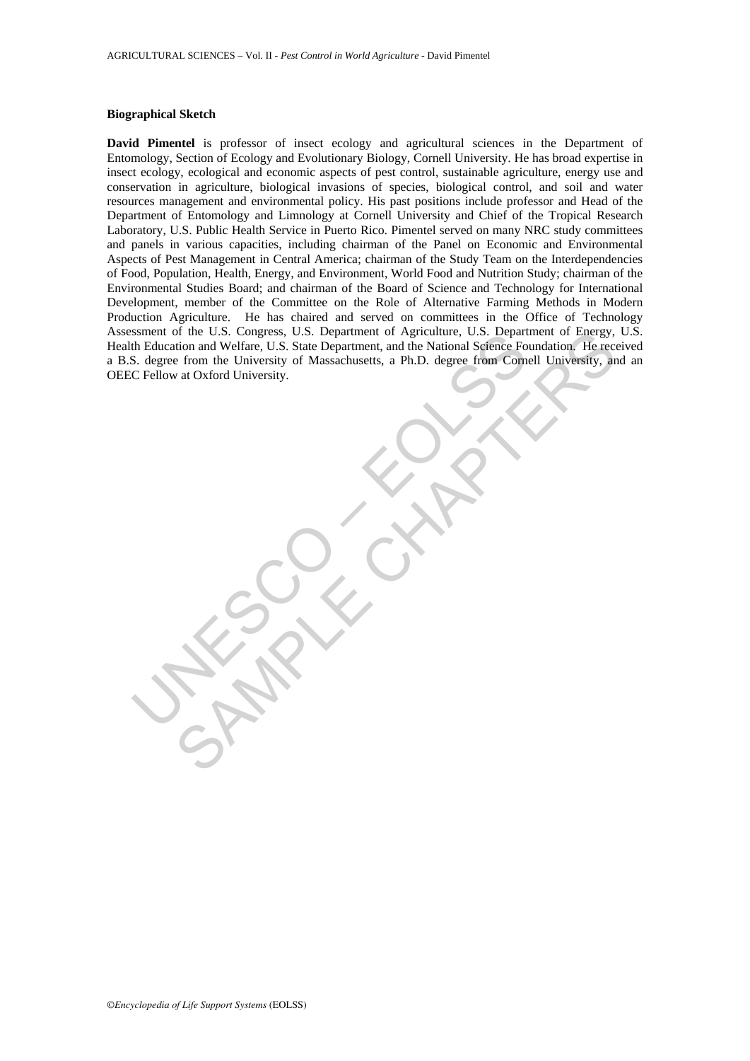**Biographical Sketch**

**David Pimentel** is professor of insect ecology and agricultural sciences in the Department of Entomology, Section of Ecology and Evolutionary Biology, Cornell University. He has broad expertise in insect ecology, ecological and economic aspects of pest control, sustainable agriculture, energy use and conservation in agriculture, biological invasions of species, biological control, and soil and water resources management and environmental policy. His past positions include professor and Head of the Department of Entomology and Limnology at Cornell University and Chief of the Tropical Research Laboratory, U.S. Public Health Service in Puerto Rico. Pimentel served on many NRC study committees and panels in various capacities, including chairman of the Panel on Economic and Environmental Aspects of Pest Management in Central America; chairman of the Study Team on the Interdependencies of Food, Population, Health, Energy, and Environment, World Food and Nutrition Study; chairman of the Environmental Studies Board; and chairman of the Board of Science and Technology for International Development, member of the Committee on the Role of Alternative Farming Methods in Modern Production Agriculture. He has chaired and served on committees in the Office of Technology Assessment of the U.S. Congress, U.S. Department of Agriculture, U.S. Department of Energy, U.S. Health Education and Welfare, U.S. State Department, and the National Science Foundation. He received a B.S. degree from the University of Massachusetts, a Ph.D. degree from Cornell University, and an OEEC Fellow at Oxford University.